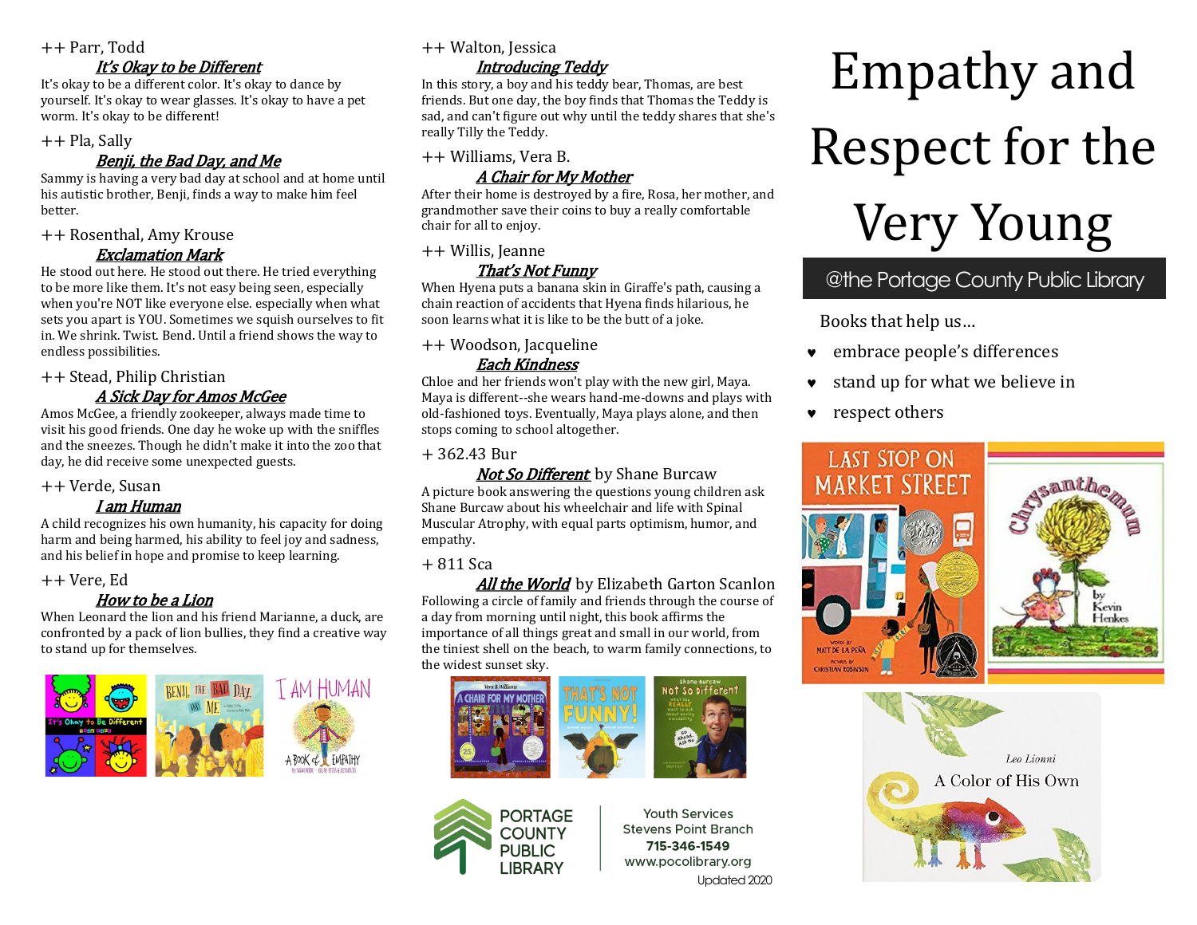# Empathy and Respect for the Very Young

@the Portage County Public Library

Books that help us…

- embrace people's differences
- stand up for what we believe in
- respect others

++ Parr, Todd

***It's Okay to be Different***

It's okay to be a different color. It's okay to dance by yourself. It's okay to wear glasses. It's okay to have a pet worm. It's okay to be different!

++ Pla, Sally

***Benji, the Bad Day, and Me***

Sammy is having a very bad day at school and at home until his autistic brother, Benji, finds a way to make him feel better.

++ Rosenthal, Amy Krouse

***Exclamation Mark***

He stood out here. He stood out there. He tried everything to be more like them. It's not easy being seen, especially when you're NOT like everyone else. especially when what sets you apart is YOU. Sometimes we squish ourselves to fit in. We shrink. Twist. Bend. Until a friend shows the way to endless possibilities.

++ Stead, Philip Christian

***A Sick Day for Amos McGee***

Amos McGee, a friendly zookeeper, always made time to visit his good friends. One day he woke up with the sniffles and the sneezes. Though he didn't make it into the zoo that day, he did receive some unexpected guests.

++ Verde, Susan

***I am Human***

A child recognizes his own humanity, his capacity for doing harm and being harmed, his ability to feel joy and sadness, and his belief in hope and promise to keep learning.

++ Vere, Ed

***How to be a Lion***

When Leonard the lion and his friend Marianne, a duck, are confronted by a pack of lion bullies, they find a creative way to stand up for themselves.

++ Walton, Jessica

***Introducing Teddy***

In this story, a boy and his teddy bear, Thomas, are best friends. But one day, the boy finds that Thomas the Teddy is sad, and can't figure out why until the teddy shares that she's really Tilly the Teddy.

++ Williams, Vera B.

***A Chair for My Mother***

After their home is destroyed by a fire, Rosa, her mother, and grandmother save their coins to buy a really comfortable chair for all to enjoy.

++ Willis, Jeanne

***That's Not Funny***

When Hyena puts a banana skin in Giraffe's path, causing a chain reaction of accidents that Hyena finds hilarious, he soon learns what it is like to be the butt of a joke.

++ Woodson, Jacqueline

***Each Kindness***

Chloe and her friends won't play with the new girl, Maya. Maya is different--she wears hand-me-downs and plays with old-fashioned toys. Eventually, Maya plays alone, and then stops coming to school altogether.

+ 362.43 Bur

***Not So Different*** by Shane Burcaw

A picture book answering the questions young children ask Shane Burcaw about his wheelchair and life with Spinal Muscular Atrophy, with equal parts optimism, humor, and empathy.

+ 811 Sca

***All the World*** by Elizabeth Garton Scanlon

Following a circle of family and friends through the course of a day from morning until night, this book affirms the importance of all things great and small in our world, from the tiniest shell on the beach, to warm family connections, to the widest sunset sky.

PORTAGE COUNTY PUBLIC LIBRARY

Youth Services
Stevens Point Branch
**715-346-1549**
www.pocolibrary.org

Updated 2020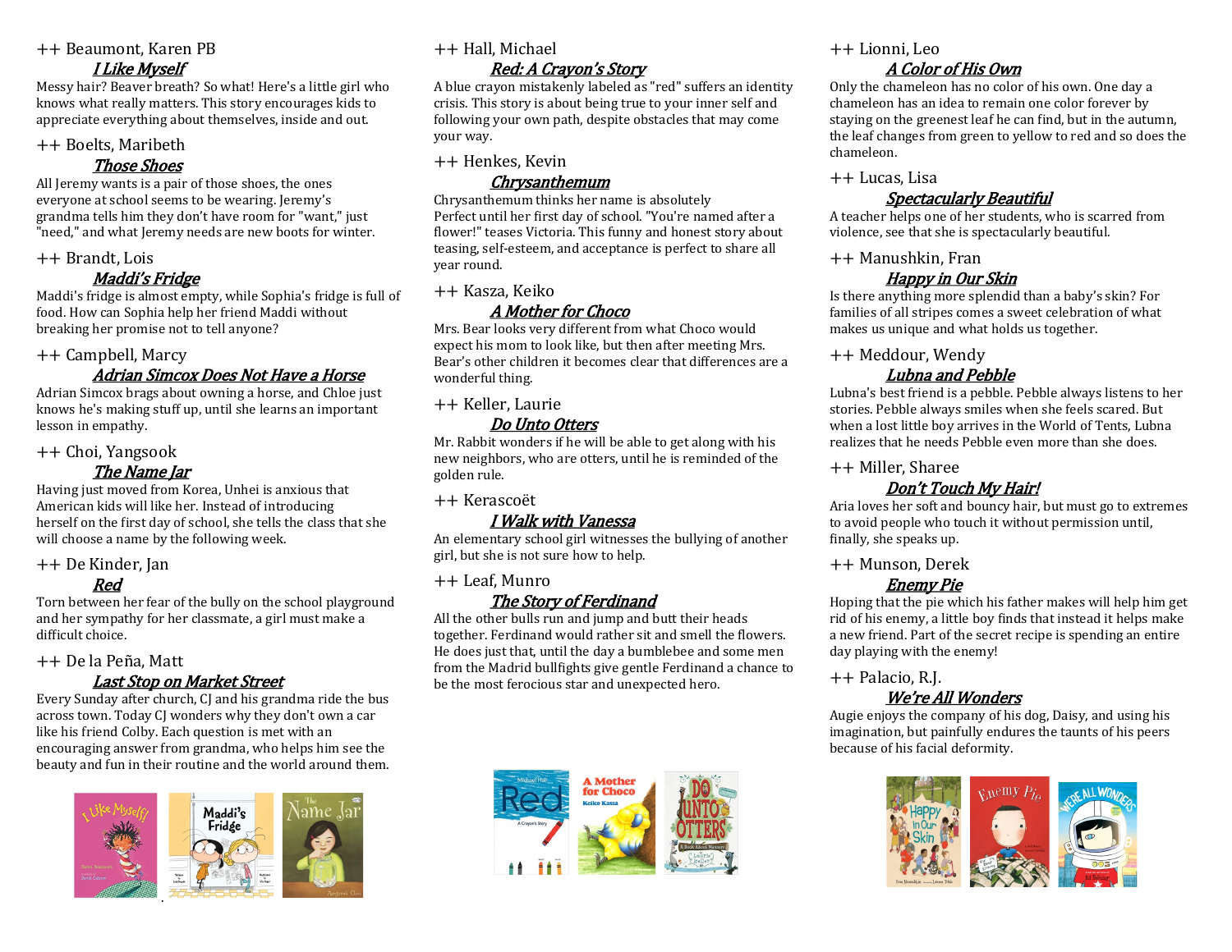++ Beaumont, Karen PB

***I Like Myself***

Messy hair? Beaver breath? So what! Here's a little girl who knows what really matters. This story encourages kids to appreciate everything about themselves, inside and out.

++ Boelts, Maribeth

***Those Shoes***

All Jeremy wants is a pair of those shoes, the ones everyone at school seems to be wearing. Jeremy's grandma tells him they don't have room for "want," just "need," and what Jeremy needs are new boots for winter.

++ Brandt, Lois

***Maddi's Fridge***

Maddi's fridge is almost empty, while Sophia's fridge is full of food. How can Sophia help her friend Maddi without breaking her promise not to tell anyone?

++ Campbell, Marcy

***Adrian Simcox Does Not Have a Horse***

Adrian Simcox brags about owning a horse, and Chloe just knows he's making stuff up, until she learns an important lesson in empathy.

++ Choi, Yangsook

***The Name Jar***

Having just moved from Korea, Unhei is anxious that American kids will like her. Instead of introducing herself on the first day of school, she tells the class that she will choose a name by the following week.

++ De Kinder, Jan

***Red***

Torn between her fear of the bully on the school playground and her sympathy for her classmate, a girl must make a difficult choice.

++ De la Peña, Matt

***Last Stop on Market Street***

Every Sunday after church, CJ and his grandma ride the bus across town. Today CJ wonders why they don't own a car like his friend Colby. Each question is met with an encouraging answer from grandma, who helps him see the beauty and fun in their routine and the world around them.

++ Hall, Michael

***Red: A Crayon's Story***

A blue crayon mistakenly labeled as "red" suffers an identity crisis. This story is about being true to your inner self and following your own path, despite obstacles that may come your way.

++ Henkes, Kevin

***Chrysanthemum***

Chrysanthemum thinks her name is absolutely Perfect until her first day of school. "You're named after a flower!" teases Victoria. This funny and honest story about teasing, self-esteem, and acceptance is perfect to share all year round.

++ Kasza, Keiko

***A Mother for Choco***

Mrs. Bear looks very different from what Choco would expect his mom to look like, but then after meeting Mrs. Bear's other children it becomes clear that differences are a wonderful thing.

++ Keller, Laurie

***Do Unto Otters***

Mr. Rabbit wonders if he will be able to get along with his new neighbors, who are otters, until he is reminded of the golden rule.

++ Kerascoët

***I Walk with Vanessa***

An elementary school girl witnesses the bullying of another girl, but she is not sure how to help.

++ Leaf, Munro

***The Story of Ferdinand***

All the other bulls run and jump and butt their heads together. Ferdinand would rather sit and smell the flowers. He does just that, until the day a bumblebee and some men from the Madrid bullfights give gentle Ferdinand a chance to be the most ferocious star and unexpected hero.

++ Lionni, Leo

***A Color of His Own***

Only the chameleon has no color of his own. One day a chameleon has an idea to remain one color forever by staying on the greenest leaf he can find, but in the autumn, the leaf changes from green to yellow to red and so does the chameleon.

++ Lucas, Lisa

***Spectacularly Beautiful***

A teacher helps one of her students, who is scarred from violence, see that she is spectacularly beautiful.

++ Manushkin, Fran

***Happy in Our Skin***

Is there anything more splendid than a baby's skin? For families of all stripes comes a sweet celebration of what makes us unique and what holds us together.

++ Meddour, Wendy

***Lubna and Pebble***

Lubna's best friend is a pebble. Pebble always listens to her stories. Pebble always smiles when she feels scared. But when a lost little boy arrives in the World of Tents, Lubna realizes that he needs Pebble even more than she does.

++ Miller, Sharee

***Don't Touch My Hair!***

Aria loves her soft and bouncy hair, but must go to extremes to avoid people who touch it without permission until, finally, she speaks up.

++ Munson, Derek

***Enemy Pie***

Hoping that the pie which his father makes will help him get rid of his enemy, a little boy finds that instead it helps make a new friend. Part of the secret recipe is spending an entire day playing with the enemy!

++ Palacio, R.J.

***We're All Wonders***

Augie enjoys the company of his dog, Daisy, and using his imagination, but painfully endures the taunts of his peers because of his facial deformity.